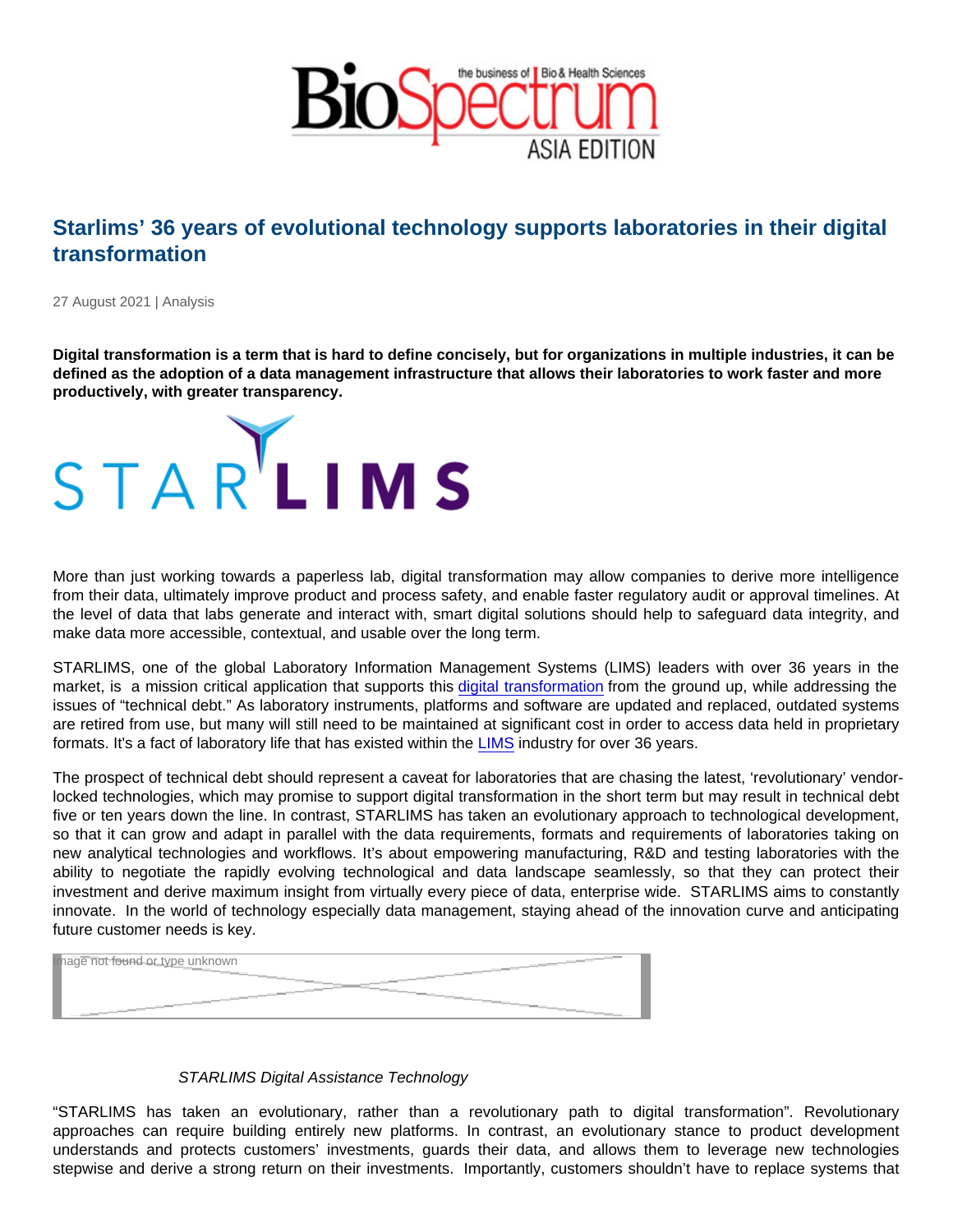# Starlims' 36 years of evolutional technology supports laboratories in their digital transformation

27 August 2021 | Analysis

**Digital transformation is a term that is hard to define concisely, but for organizations in multiple industries, it can be defined as the adoption of a data management infrastructure that allows their laboratories to work faster and more productively, with greater transparency.**

More than just working towards a paperless lab, digital transformation may allow companies to derive more intelligence from their data, ultimately improve product and process safety, and enable faster regulatory audit or approval timelines. At the level of data that labs generate and interact with, smart digital solutions should help to safeguard data integrity, and make data more accessible, contextual, and usable over the long term.

STARLIMS, one of the global Laboratory Information Management Systems (LIMS) leaders with over 36 years in the market, is a mission critical application that supports this digital transformation from the ground up, while addressing the issues of "technical debt." As laboratory instruments, platforms and software are updated and replaced, outdated systems are retired from use, but many will still need to be maintained at significant cost in order to access data held in proprietary formats. It's a fact of laboratory life that has existed within the LIMS industry for over 36 years.

The prospect of technical debt should represent a caveat for laboratories that are chasing the latest, 'revolutionary' vendor-locked technologies, which may promise to support digital transformation in the short term but may result in technical debt five or ten years down the line. In contrast, STARLIMS has taken an evolutionary approach to technological development, so that it can grow and adapt in parallel with the data requirements, formats and requirements of laboratories taking on new analytical technologies and workflows. It's about empowering manufacturing, R&D and testing laboratories with the ability to negotiate the rapidly evolving technological and data landscape seamlessly, so that they can protect their investment and derive maximum insight from virtually every piece of data, enterprise wide. STARLIMS aims to constantly innovate. In the world of technology especially data management, staying ahead of the innovation curve and anticipating future customer needs is key.

*STARLIMS Digital Assistance Technology*

"STARLIMS has taken an evolutionary, rather than a revolutionary path to digital transformation". Revolutionary approaches can require building entirely new platforms. In contrast, an evolutionary stance to product development understands and protects customers' investments, guards their data, and allows them to leverage new technologies stepwise and derive a strong return on their investments. Importantly, customers shouldn't have to replace systems that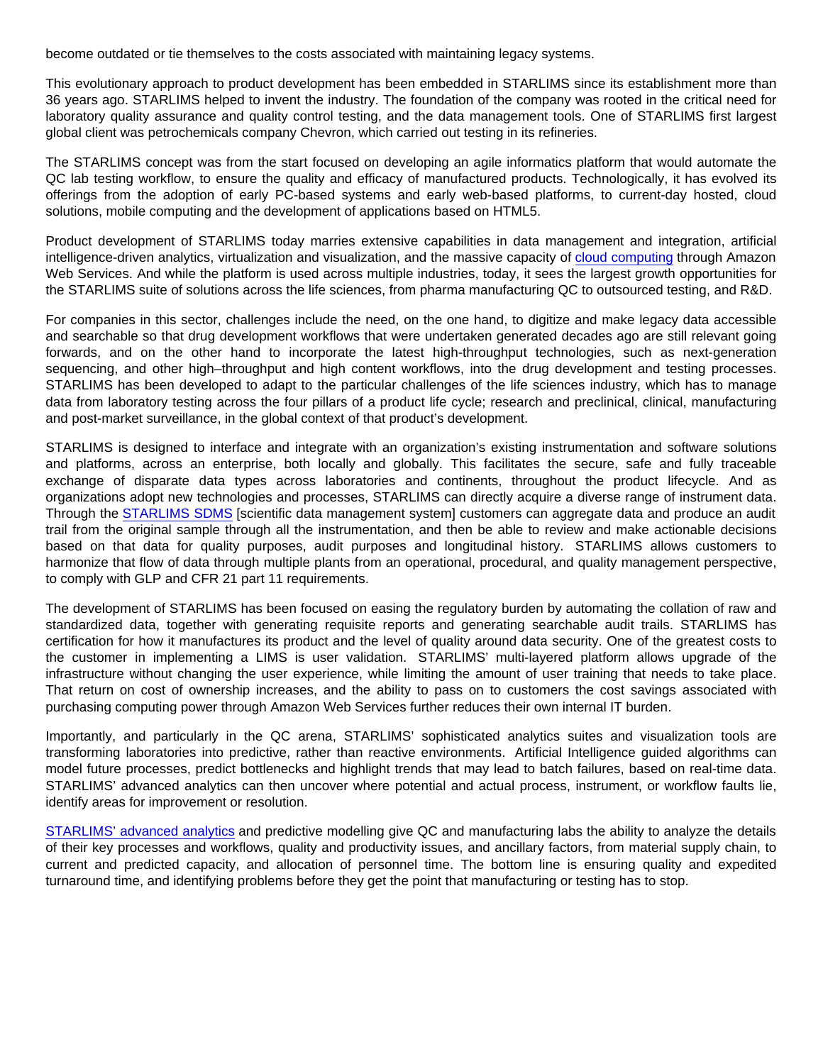become outdated or tie themselves to the costs associated with maintaining legacy systems.

This evolutionary approach to product development has been embedded in STARLIMS since its establishment more than 36 years ago. STARLIMS helped to invent the industry. The foundation of the company was rooted in the critical need for laboratory quality assurance and quality control testing, and the data management tools. One of STARLIMS first largest global client was petrochemicals company Chevron, which carried out testing in its refineries.

The STARLIMS concept was from the start focused on developing an agile informatics platform that would automate the QC lab testing workflow, to ensure the quality and efficacy of manufactured products. Technologically, it has evolved its offerings from the adoption of early PC-based systems and early web-based platforms, to current-day hosted, cloud solutions, mobile computing and the development of applications based on HTML5.

Product development of STARLIMS today marries extensive capabilities in data management and integration, artificial intelligence-driven analytics, virtualization and visualization, and the massive capacity of cloud computing through Amazon Web Services. And while the platform is used across multiple industries, today, it sees the largest growth opportunities for the STARLIMS suite of solutions across the life sciences, from pharma manufacturing QC to outsourced testing, and R&D.

For companies in this sector, challenges include the need, on the one hand, to digitize and make legacy data accessible and searchable so that drug development workflows that were undertaken generated decades ago are still relevant going forwards, and on the other hand to incorporate the latest high-throughput technologies, such as next-generation sequencing, and other high–throughput and high content workflows, into the drug development and testing processes. STARLIMS has been developed to adapt to the particular challenges of the life sciences industry, which has to manage data from laboratory testing across the four pillars of a product life cycle; research and preclinical, clinical, manufacturing and post-market surveillance, in the global context of that product's development.

STARLIMS is designed to interface and integrate with an organization's existing instrumentation and software solutions and platforms, across an enterprise, both locally and globally. This facilitates the secure, safe and fully traceable exchange of disparate data types across laboratories and continents, throughout the product lifecycle. And as organizations adopt new technologies and processes, STARLIMS can directly acquire a diverse range of instrument data. Through the STARLIMS SDMS [scientific data management system] customers can aggregate data and produce an audit trail from the original sample through all the instrumentation, and then be able to review and make actionable decisions based on that data for quality purposes, audit purposes and longitudinal history. STARLIMS allows customers to harmonize that flow of data through multiple plants from an operational, procedural, and quality management perspective, to comply with GLP and CFR 21 part 11 requirements.

The development of STARLIMS has been focused on easing the regulatory burden by automating the collation of raw and standardized data, together with generating requisite reports and generating searchable audit trails. STARLIMS has certification for how it manufactures its product and the level of quality around data security. One of the greatest costs to the customer in implementing a LIMS is user validation. STARLIMS' multi-layered platform allows upgrade of the infrastructure without changing the user experience, while limiting the amount of user training that needs to take place. That return on cost of ownership increases, and the ability to pass on to customers the cost savings associated with purchasing computing power through Amazon Web Services further reduces their own internal IT burden.

Importantly, and particularly in the QC arena, STARLIMS' sophisticated analytics suites and visualization tools are transforming laboratories into predictive, rather than reactive environments. Artificial Intelligence guided algorithms can model future processes, predict bottlenecks and highlight trends that may lead to batch failures, based on real-time data. STARLIMS' advanced analytics can then uncover where potential and actual process, instrument, or workflow faults lie, identify areas for improvement or resolution.

STARLIMS' advanced analytics and predictive modelling give QC and manufacturing labs the ability to analyze the details of their key processes and workflows, quality and productivity issues, and ancillary factors, from material supply chain, to current and predicted capacity, and allocation of personnel time. The bottom line is ensuring quality and expedited turnaround time, and identifying problems before they get the point that manufacturing or testing has to stop.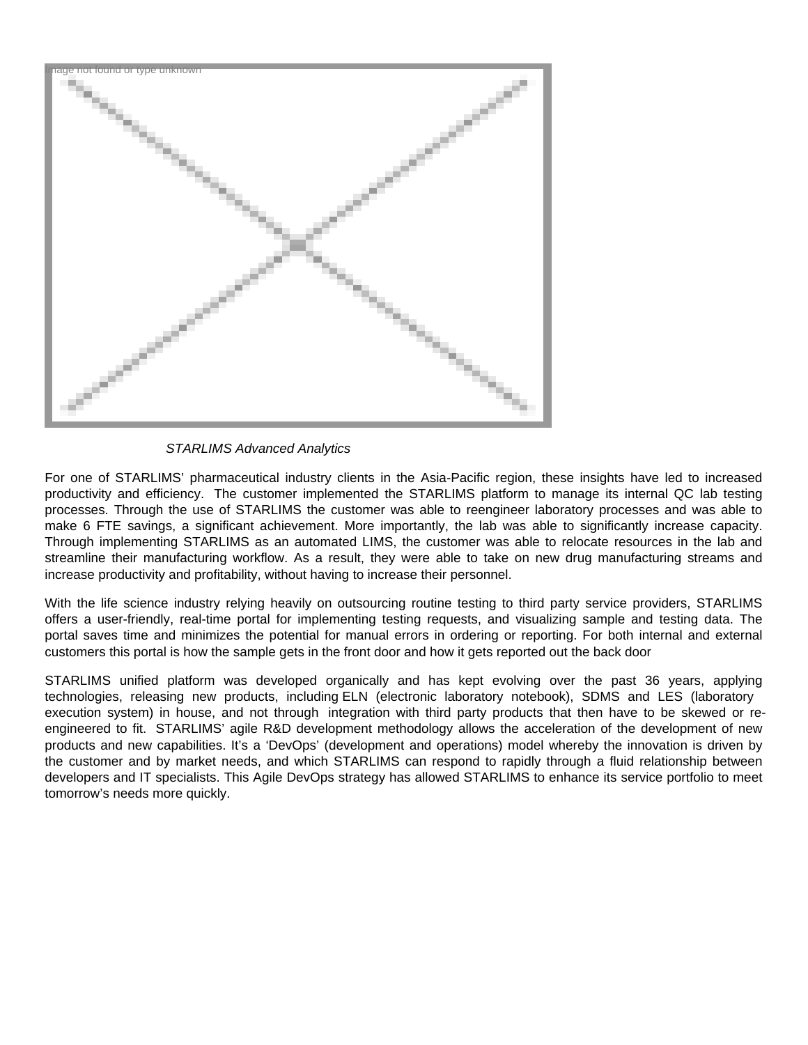*STARLIMS Advanced Analytics*

For one of STARLIMS' pharmaceutical industry clients in the Asia-Pacific region, these insights have led to increased productivity and efficiency. The customer implemented the STARLIMS platform to manage its internal QC lab testing processes. Through the use of STARLIMS the customer was able to reengineer laboratory processes and was able to make 6 FTE savings, a significant achievement. More importantly, the lab was able to significantly increase capacity. Through implementing STARLIMS as an automated LIMS, the customer was able to relocate resources in the lab and streamline their manufacturing workflow. As a result, they were able to take on new drug manufacturing streams and increase productivity and profitability, without having to increase their personnel.

With the life science industry relying heavily on outsourcing routine testing to third party service providers, STARLIMS offers a user-friendly, real-time portal for implementing testing requests, and visualizing sample and testing data. The portal saves time and minimizes the potential for manual errors in ordering or reporting. For both internal and external customers this portal is how the sample gets in the front door and how it gets reported out the back door

STARLIMS unified platform was developed organically and has kept evolving over the past 36 years, applying technologies, releasing new products, including ELN (electronic laboratory notebook), SDMS and LES (laboratory execution system) in house, and not through integration with third party products that then have to be skewed or re-engineered to fit. STARLIMS' agile R&D development methodology allows the acceleration of the development of new products and new capabilities. It's a 'DevOps' (development and operations) model whereby the innovation is driven by the customer and by market needs, and which STARLIMS can respond to rapidly through a fluid relationship between developers and IT specialists. This Agile DevOps strategy has allowed STARLIMS to enhance its service portfolio to meet tomorrow's needs more quickly.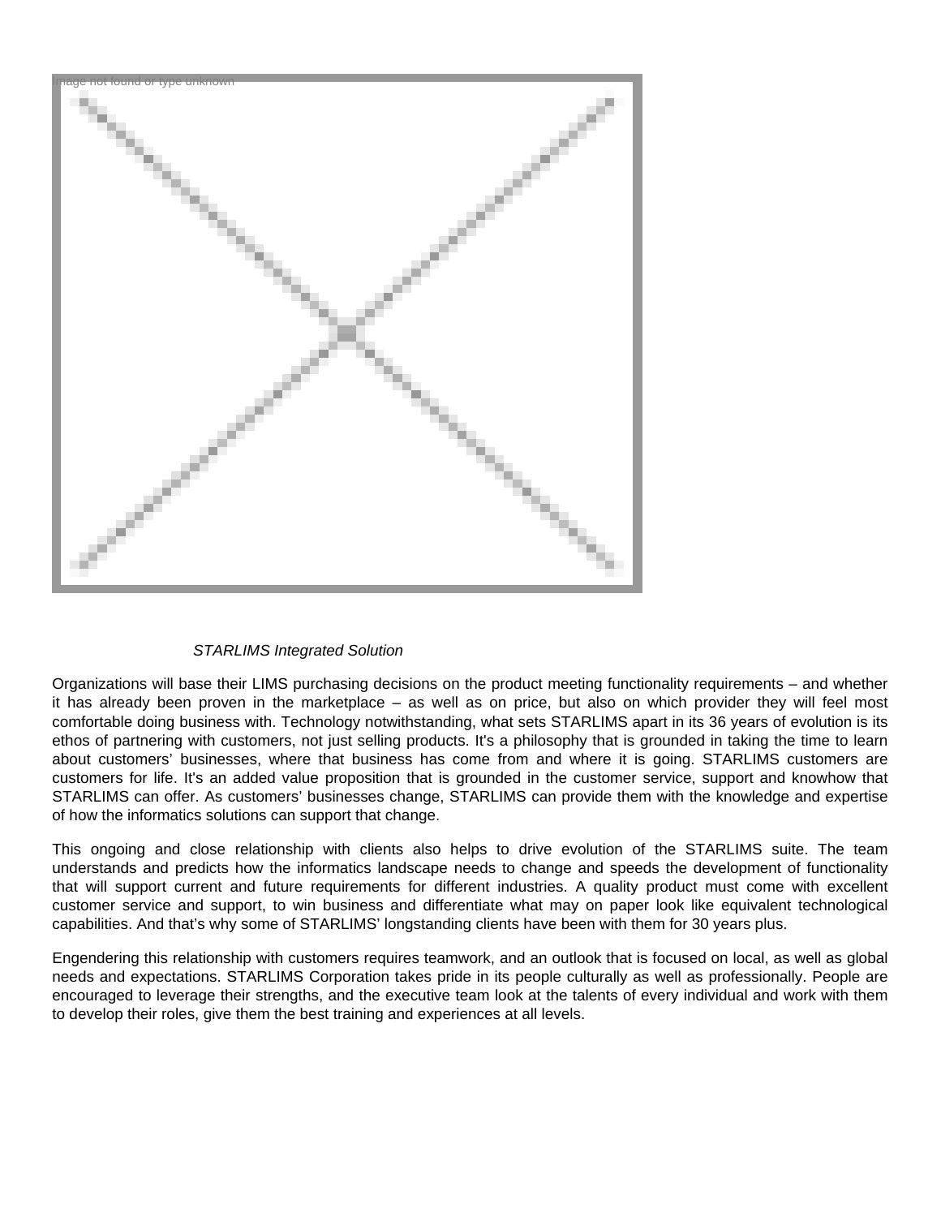*STARLIMS Integrated Solution*

Organizations will base their LIMS purchasing decisions on the product meeting functionality requirements – and whether it has already been proven in the marketplace – as well as on price, but also on which provider they will feel most comfortable doing business with. Technology notwithstanding, what sets STARLIMS apart in its 36 years of evolution is its ethos of partnering with customers, not just selling products. It's a philosophy that is grounded in taking the time to learn about customers' businesses, where that business has come from and where it is going. STARLIMS customers are customers for life. It's an added value proposition that is grounded in the customer service, support and knowhow that STARLIMS can offer. As customers' businesses change, STARLIMS can provide them with the knowledge and expertise of how the informatics solutions can support that change.

This ongoing and close relationship with clients also helps to drive evolution of the STARLIMS suite. The team understands and predicts how the informatics landscape needs to change and speeds the development of functionality that will support current and future requirements for different industries. A quality product must come with excellent customer service and support, to win business and differentiate what may on paper look like equivalent technological capabilities. And that's why some of STARLIMS' longstanding clients have been with them for 30 years plus.

Engendering this relationship with customers requires teamwork, and an outlook that is focused on local, as well as global needs and expectations. STARLIMS Corporation takes pride in its people culturally as well as professionally. People are encouraged to leverage their strengths, and the executive team look at the talents of every individual and work with them to develop their roles, give them the best training and experiences at all levels.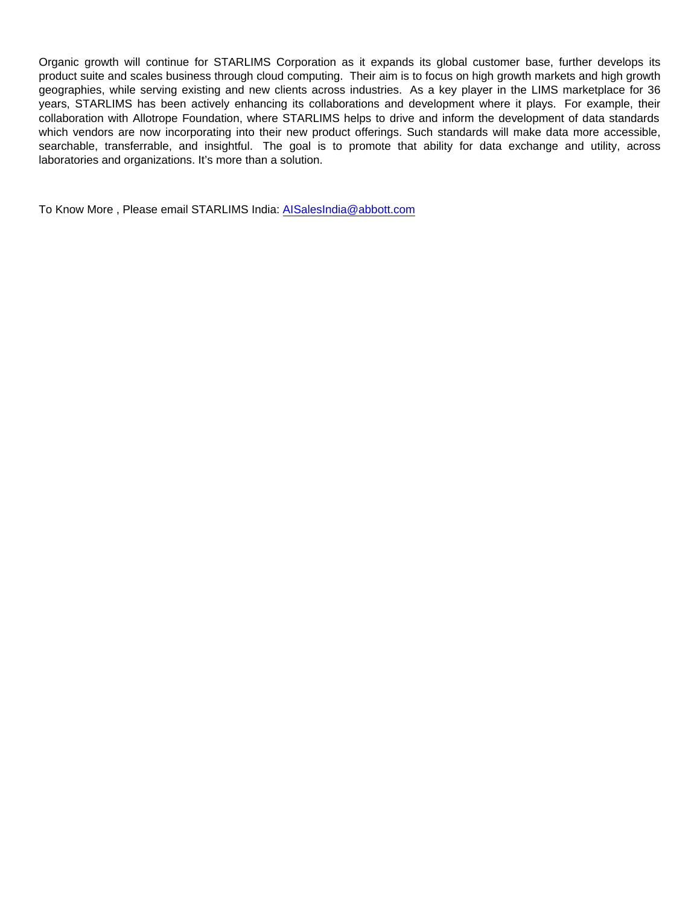Organic growth will continue for STARLIMS Corporation as it expands its global customer base, further develops its product suite and scales business through cloud computing. Their aim is to focus on high growth markets and high growth geographies, while serving existing and new clients across industries. As a key player in the LIMS marketplace for 36 years, STARLIMS has been actively enhancing its collaborations and development where it plays. For example, their collaboration with Allotrope Foundation, where STARLIMS helps to drive and inform the development of data standards which vendors are now incorporating into their new product offerings. Such standards will make data more accessible, searchable, transferrable, and insightful. The goal is to promote that ability for data exchange and utility, across laboratories and organizations. It's more than a solution.

To Know More , Please email STARLIMS India: [AISalesIndia@abbott.com](mailto:AISalesIndia@abbott.com)